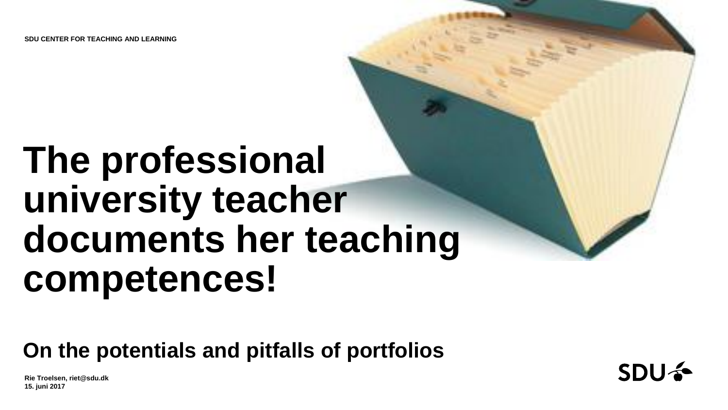SDU CENTER FOR TEACHING AND LEARNING

# The professional university teacher documents her teaching competences!

## On the potentials and pitfalls of portfolios

Rie Troelsen, riet@sdu.dk
15. juni 2017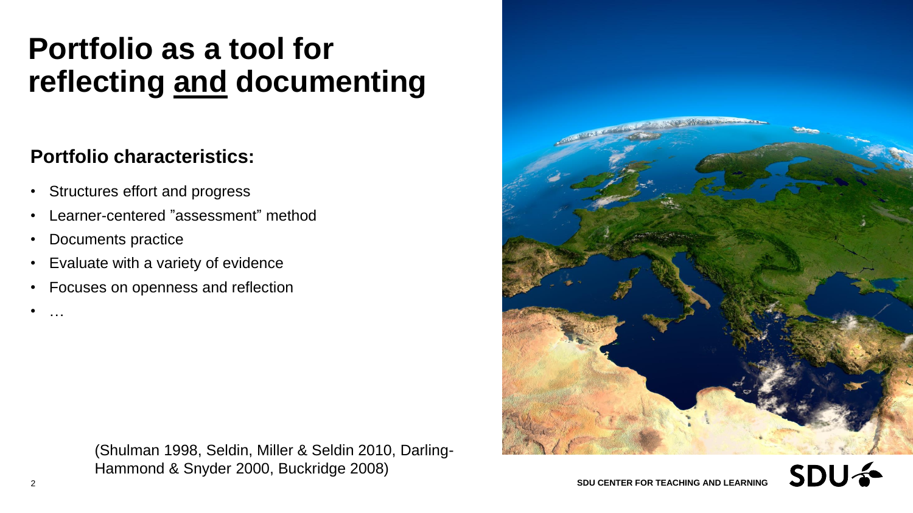# Portfolio as a tool for reflecting <u>and</u> documenting

## Portfolio characteristics:

- Structures effort and progress
- Learner-centered ”assessment” method
- Documents practice
- Evaluate with a variety of evidence
- Focuses on openness and reflection
- …

(Shulman 1998, Seldin, Miller & Seldin 2010, Darling-Hammond & Snyder 2000, Buckridge 2008)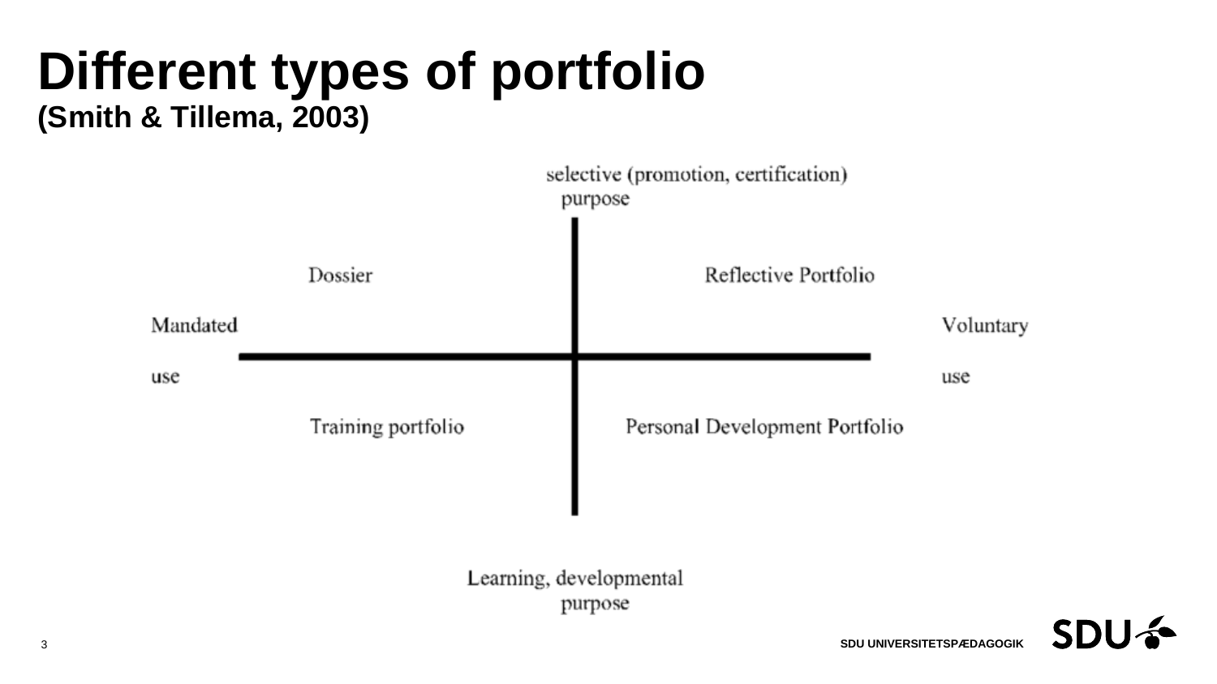# Different types of portfolio

**(Smith & Tillema, 2003)**

selective (promotion, certification) purpose

| | Mandated use | Voluntary use |
|---|---|---|
| **Selective (promotion, certification) purpose** | Dossier | Reflective Portfolio |
| **Learning, developmental purpose** | Training portfolio | Personal Development Portfolio |

Learning, developmental purpose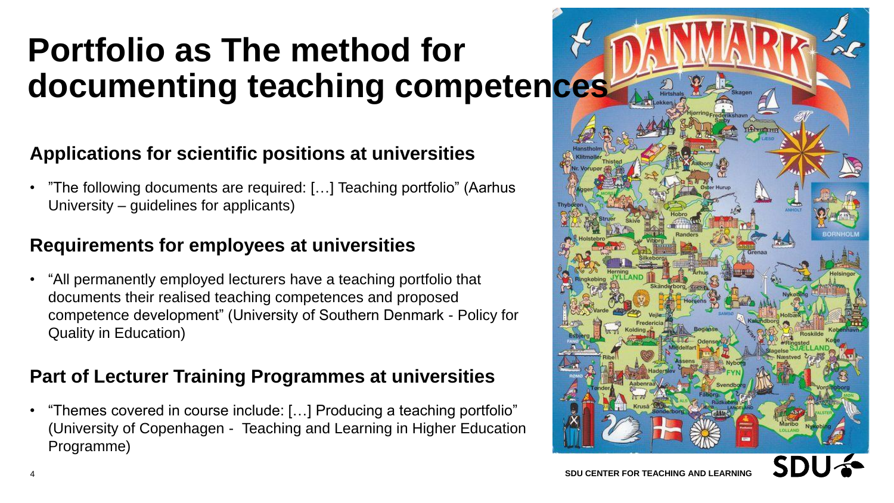# Portfolio as The method for documenting teaching competences

## Applications for scientific positions at universities

- ”The following documents are required: […] Teaching portfolio” (Aarhus University – guidelines for applicants)

## Requirements for employees at universities

- “All permanently employed lecturers have a teaching portfolio that documents their realised teaching competences and proposed competence development” (University of Southern Denmark - Policy for Quality in Education)

## Part of Lecturer Training Programmes at universities

- “Themes covered in course include: […] Producing a teaching portfolio” (University of Copenhagen - Teaching and Learning in Higher Education Programme)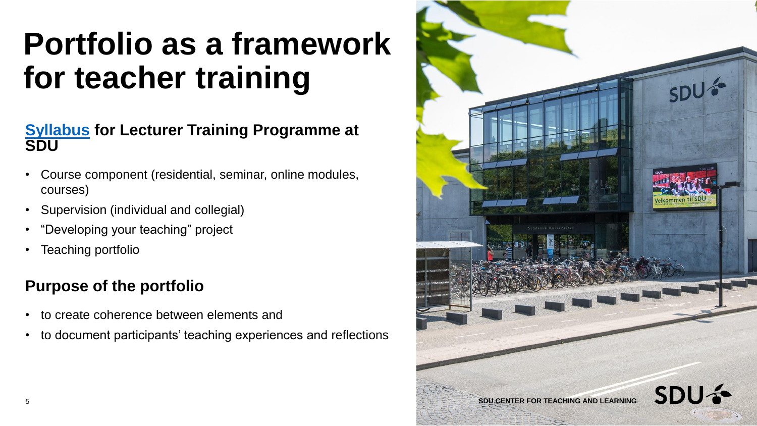# Portfolio as a framework for teacher training

## Syllabus for Lecturer Training Programme at SDU

- Course component (residential, seminar, online modules, courses)
- Supervision (individual and collegial)
- “Developing your teaching” project
- Teaching portfolio

## Purpose of the portfolio

- to create coherence between elements and
- to document participants’ teaching experiences and reflections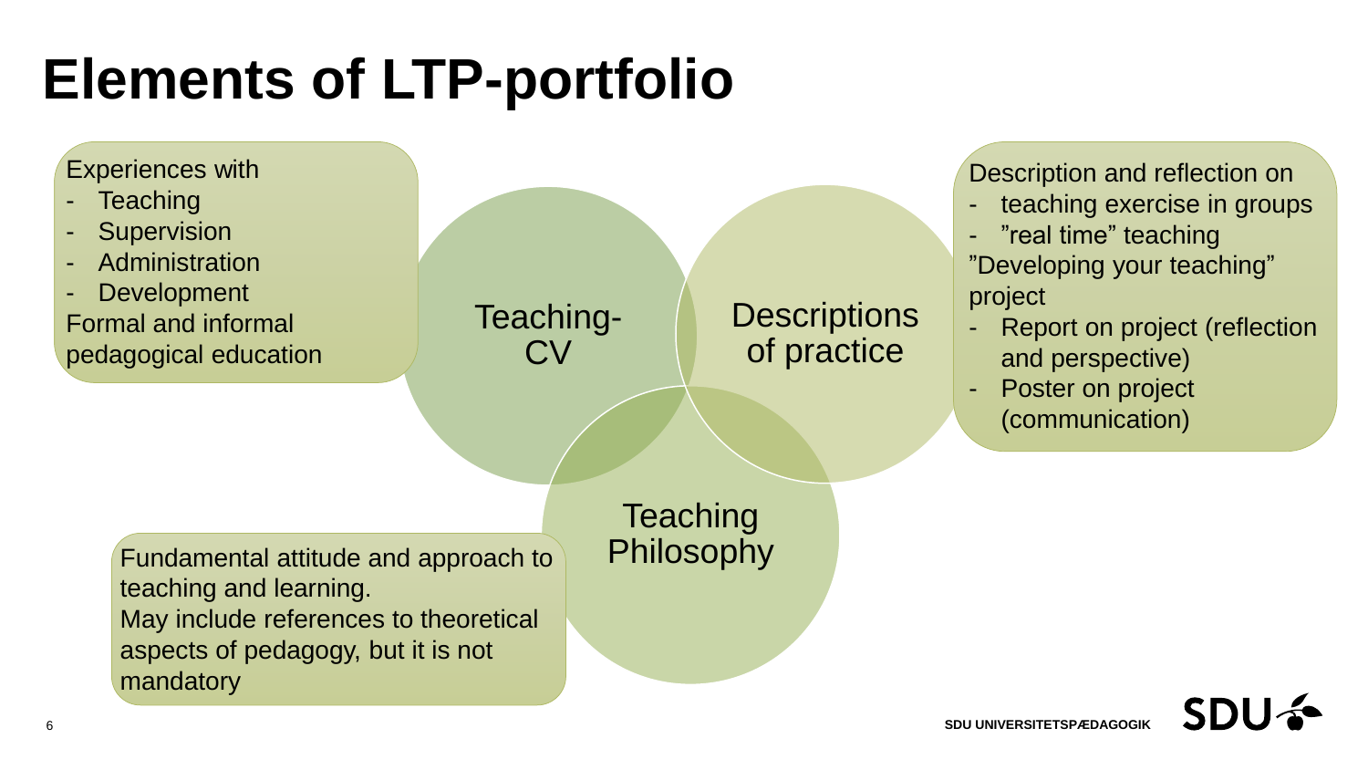# Elements of LTP-portfolio

Experiences with
- Teaching
- Supervision
- Administration
- Development

Formal and informal pedagogical education

**Teaching-CV**

**Descriptions of practice**

Description and reflection on
- teaching exercise in groups
- ”real time” teaching

”Developing your teaching” project
- Report on project (reflection and perspective)
- Poster on project (communication)

**Teaching Philosophy**

Fundamental attitude and approach to teaching and learning.
May include references to theoretical aspects of pedagogy, but it is not mandatory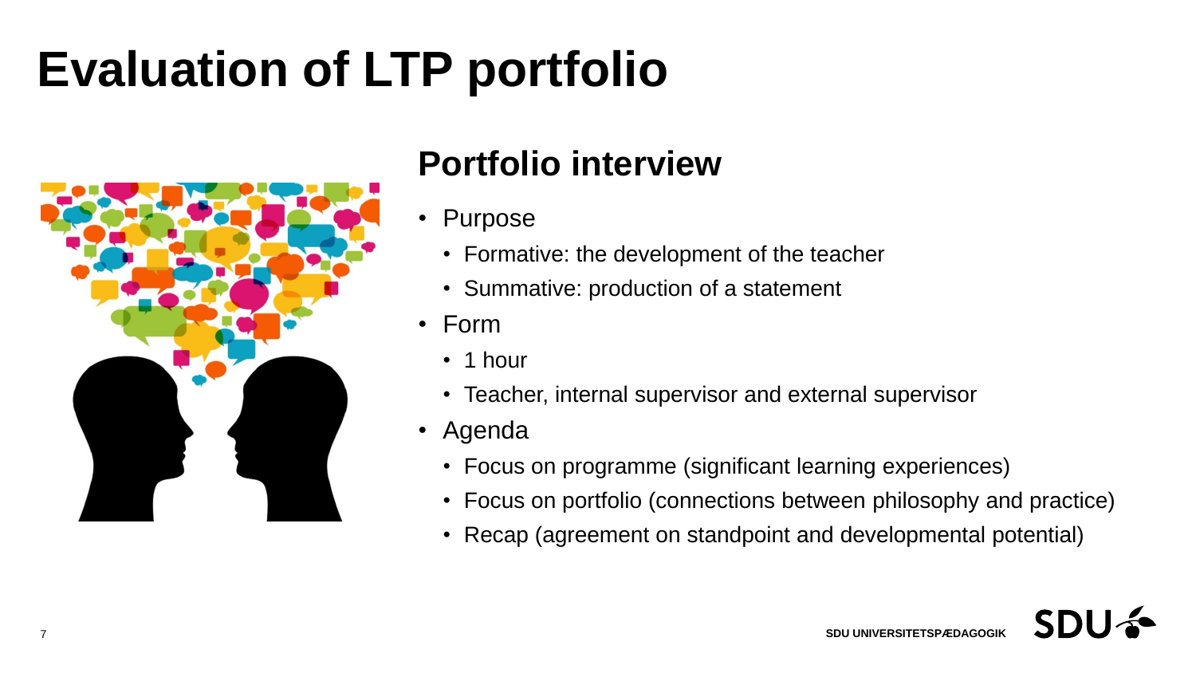# Evaluation of LTP portfolio

## Portfolio interview

- Purpose
  - Formative: the development of the teacher
  - Summative: production of a statement
- Form
  - 1 hour
  - Teacher, internal supervisor and external supervisor
- Agenda
  - Focus on programme (significant learning experiences)
  - Focus on portfolio (connections between philosophy and practice)
  - Recap (agreement on standpoint and developmental potential)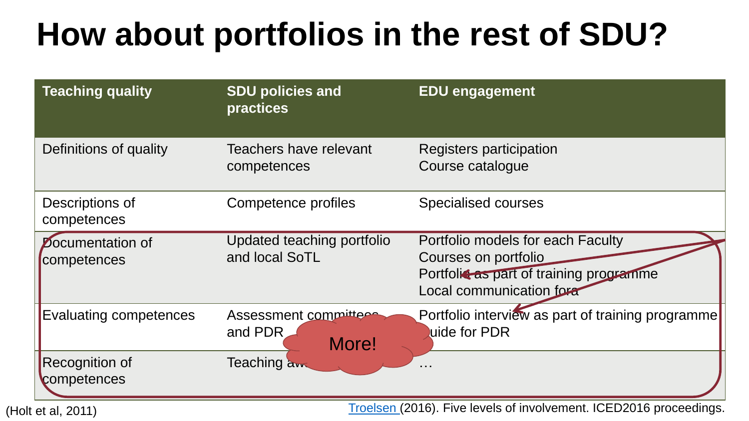# How about portfolios in the rest of SDU?

| Teaching quality | SDU policies and practices | EDU engagement |
|---|---|---|
| Definitions of quality | Teachers have relevant competences | Registers participation<br>Course catalogue |
| Descriptions of competences | Competence profiles | Specialised courses |
| Documentation of competences | Updated teaching portfolio and local SoTL | Portfolio models for each Faculty<br>Courses on portfolio<br>Portfolio as part of training programme<br>Local communication fora |
| Evaluating competences | Assessment committees and PDR | Portfolio interview as part of training programme<br>Guide for PDR |
| Recognition of competences | Teaching aw… | … |

More!

(Holt et al, 2011)

Troelsen (2016). Five levels of involvement. ICED2016 proceedings.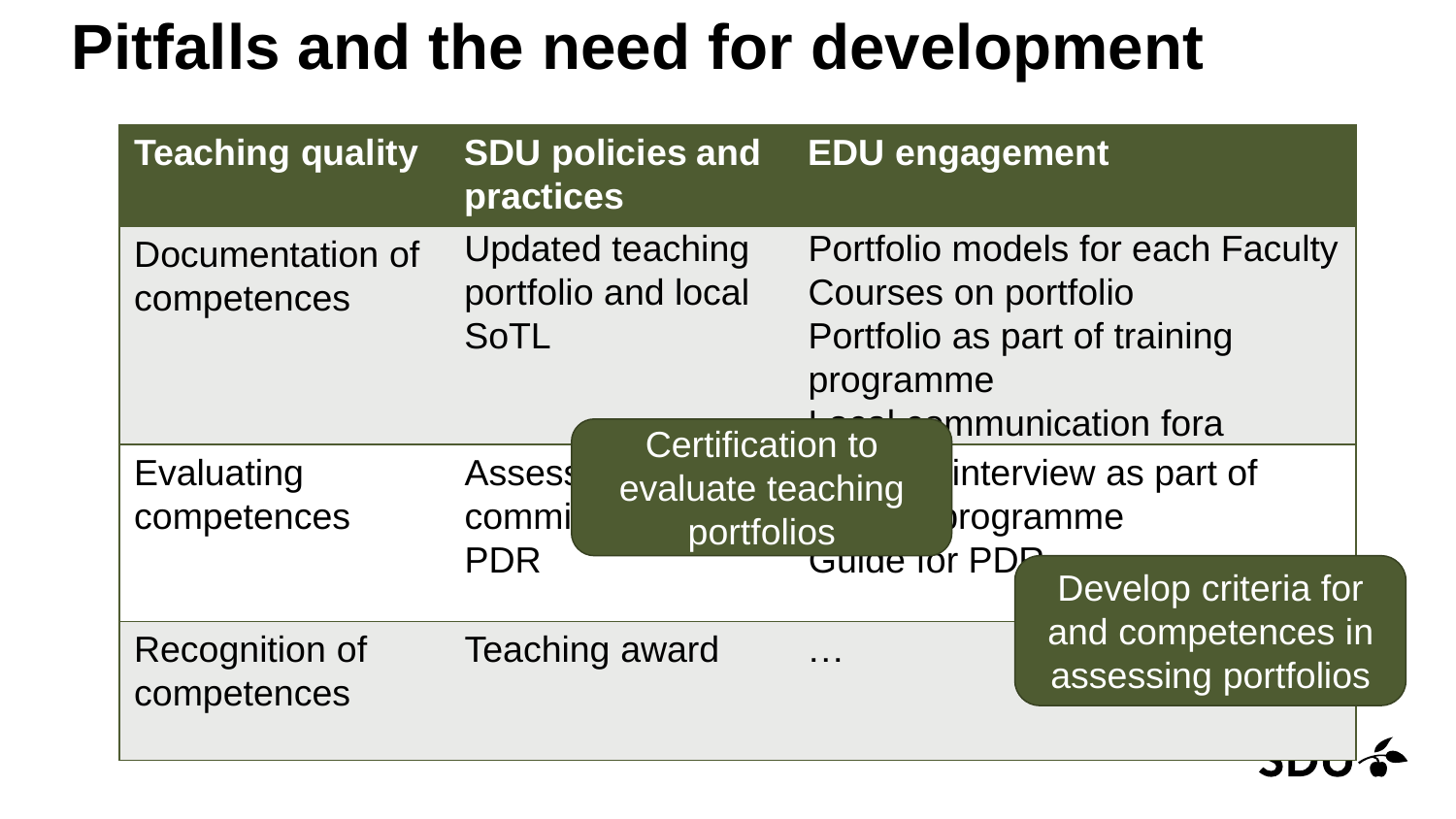# Pitfalls and the need for development

| Teaching quality | SDU policies and practices | EDU engagement |
| --- | --- | --- |
| Documentation of competences | Updated teaching portfolio and local SoTL | Portfolio models for each Faculty<br>Courses on portfolio<br>Portfolio as part of training programme<br>Local communication fora |
| Evaluating competences | Assess... commi... PDR | ...interview as part of ...programme<br>Guide for PDR |
| Recognition of competences | Teaching award | … |

Certification to evaluate teaching portfolios

Develop criteria for and competences in assessing portfolios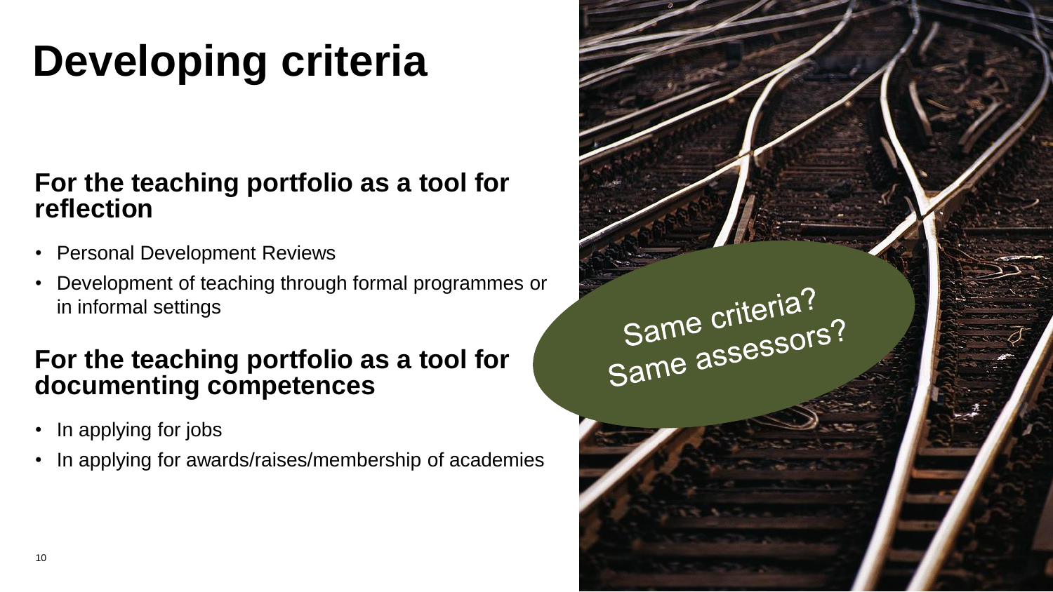# Developing criteria

## For the teaching portfolio as a tool for reflection

- Personal Development Reviews
- Development of teaching through formal programmes or in informal settings

## For the teaching portfolio as a tool for documenting competences

- In applying for jobs
- In applying for awards/raises/membership of academies

Same criteria?
Same assessors?